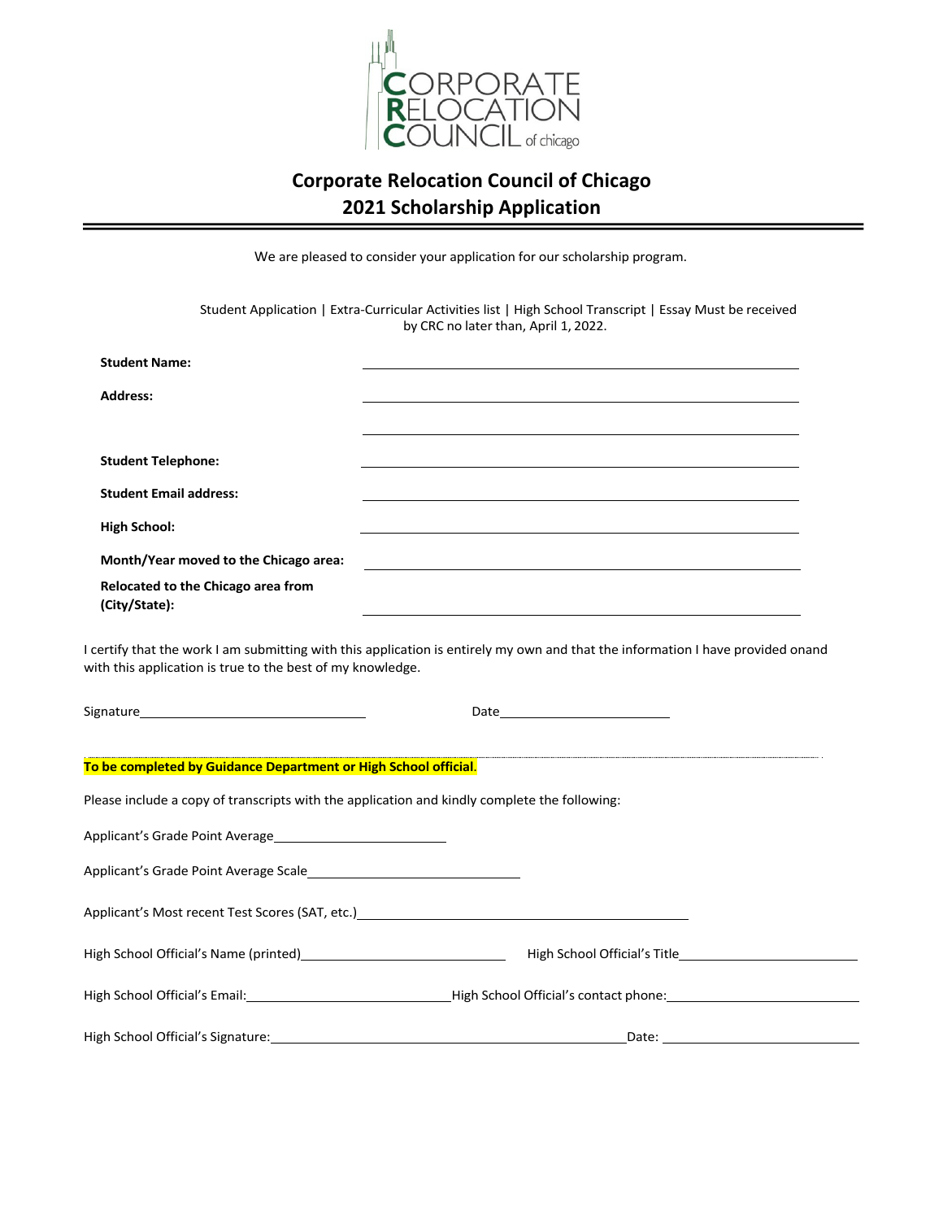CORPORATE RELOCATION COUNCIL of chicago

# Corporate Relocation Council of Chicago
## 2021 Scholarship Application

We are pleased to consider your application for our scholarship program.

Student Application | Extra-Curricular Activities list | High School Transcript | Essay Must be received by CRC no later than, April 1, 2022.

**Student Name:** ____________________

**Address:** ____________________

____________________

**Student Telephone:** ____________________

**Student Email address:** ____________________

**High School:** ____________________

**Month/Year moved to the Chicago area:** ____________________

**Relocated to the Chicago area from (City/State):** ____________________

I certify that the work I am submitting with this application is entirely my own and that the information I have provided onand with this application is true to the best of my knowledge.

Signature____________________ Date____________________

**To be completed by Guidance Department or High School official**.

Please include a copy of transcripts with the application and kindly complete the following:

Applicant's Grade Point Average____________________

Applicant's Grade Point Average Scale____________________

Applicant's Most recent Test Scores (SAT, etc.)____________________

High School Official's Name (printed)____________________ High School Official's Title____________________

High School Official's Email:____________________ High School Official's contact phone:____________________

High School Official's Signature:____________________ Date: ____________________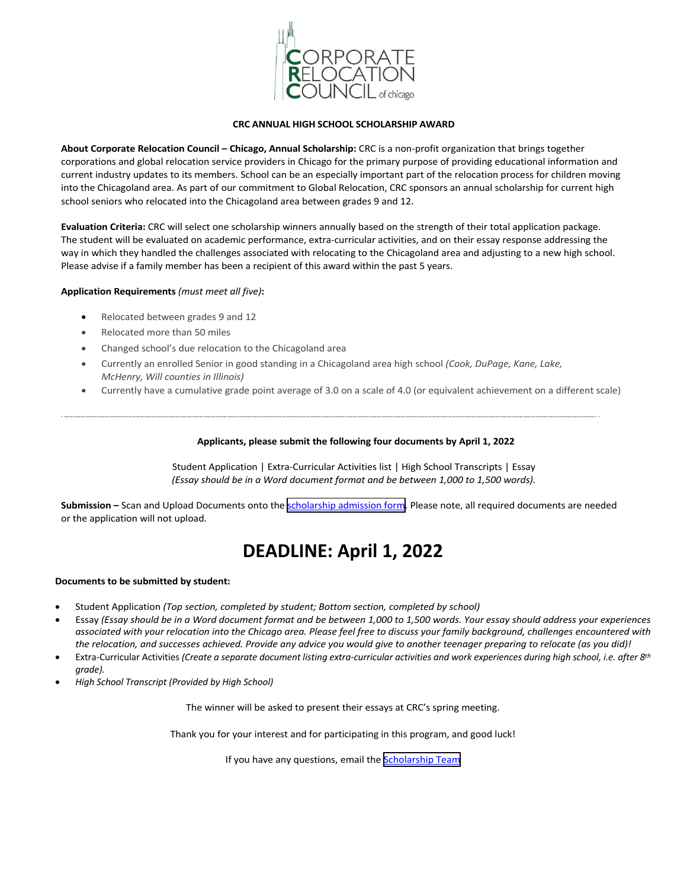CORPORATE RELOCATION COUNCIL of chicago

**CRC ANNUAL HIGH SCHOOL SCHOLARSHIP AWARD**

**About Corporate Relocation Council – Chicago, Annual Scholarship:** CRC is a non-profit organization that brings together corporations and global relocation service providers in Chicago for the primary purpose of providing educational information and current industry updates to its members. School can be an especially important part of the relocation process for children moving into the Chicagoland area. As part of our commitment to Global Relocation, CRC sponsors an annual scholarship for current high school seniors who relocated into the Chicagoland area between grades 9 and 12.

**Evaluation Criteria:** CRC will select one scholarship winners annually based on the strength of their total application package. The student will be evaluated on academic performance, extra-curricular activities, and on their essay response addressing the way in which they handled the challenges associated with relocating to the Chicagoland area and adjusting to a new high school. Please advise if a family member has been a recipient of this award within the past 5 years.

**Application Requirements** *(must meet all five)***:**

- Relocated between grades 9 and 12
- Relocated more than 50 miles
- Changed school's due relocation to the Chicagoland area
- Currently an enrolled Senior in good standing in a Chicagoland area high school *(Cook, DuPage, Kane, Lake, McHenry, Will counties in Illinois)*
- Currently have a cumulative grade point average of 3.0 on a scale of 4.0 (or equivalent achievement on a different scale)

---

**Applicants, please submit the following four documents by April 1, 2022**

Student Application | Extra-Curricular Activities list | High School Transcripts | Essay
*(Essay should be in a Word document format and be between 1,000 to 1,500 words).*

**Submission –** Scan and Upload Documents onto the scholarship admission form. Please note, all required documents are needed or the application will not upload.

# DEADLINE: April 1, 2022

**Documents to be submitted by student:**

- Student Application *(Top section, completed by student; Bottom section, completed by school)*
- Essay *(Essay should be in a Word document format and be between 1,000 to 1,500 words. Your essay should address your experiences associated with your relocation into the Chicago area. Please feel free to discuss your family background, challenges encountered with the relocation, and successes achieved. Provide any advice you would give to another teenager preparing to relocate (as you did)!*
- Extra-Curricular Activities *(Create a separate document listing extra-curricular activities and work experiences during high school, i.e. after 8th grade).*
- *High School Transcript (Provided by High School)*

The winner will be asked to present their essays at CRC's spring meeting.

Thank you for your interest and for participating in this program, and good luck!

If you have any questions, email the Scholarship Team